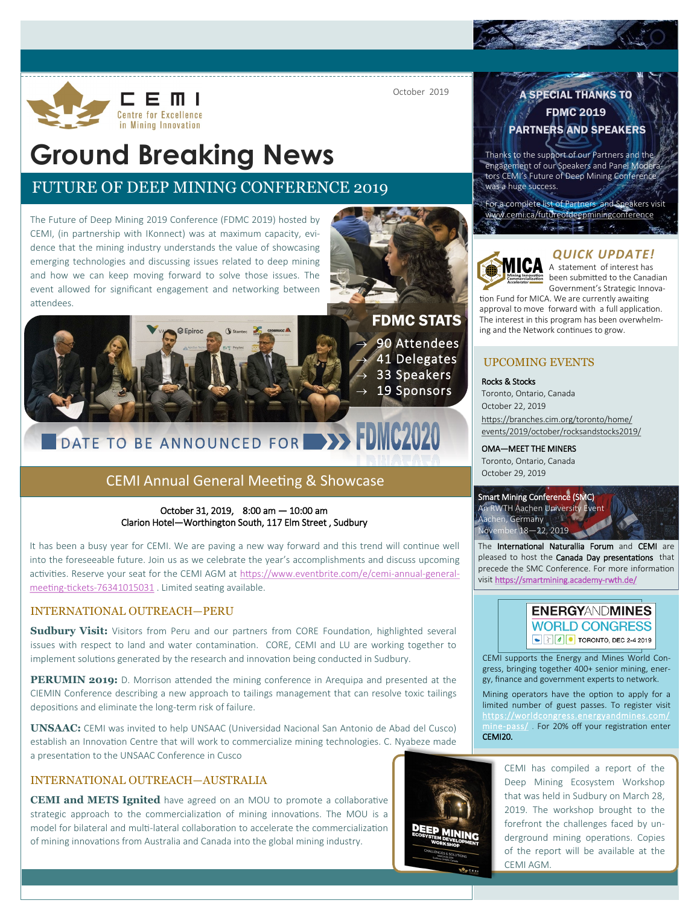CEMI
Centre for Excellence in Mining Innovation

October 2019

# Ground Breaking News

## FUTURE OF DEEP MINING CONFERENCE 2019

The Future of Deep Mining 2019 Conference (FDMC 2019) hosted by CEMI, (in partnership with IKonnect) was at maximum capacity, evidence that the mining industry understands the value of showcasing emerging technologies and discussing issues related to deep mining and how we can keep moving forward to solve those issues. The event allowed for significant engagement and networking between attendees.

### FDMC STATS

- → 90 Attendees
- → 41 Delegates
- → 33 Speakers
- → 19 Sponsors

DATE TO BE ANNOUNCED FOR FDMC2020

## CEMI Annual General Meeting & Showcase

October 31, 2019, 8:00 am — 10:00 am
Clarion Hotel—Worthington South, 117 Elm Street , Sudbury

It has been a busy year for CEMI. We are paving a new way forward and this trend will continue well into the foreseeable future. Join us as we celebrate the year's accomplishments and discuss upcoming activities. Reserve your seat for the CEMI AGM at https://www.eventbrite.com/e/cemi-annual-general-meeting-tickets-76341015031 . Limited seating available.

### INTERNATIONAL OUTREACH—PERU

**Sudbury Visit:** Visitors from Peru and our partners from CORE Foundation, highlighted several issues with respect to land and water contamination. CORE, CEMI and LU are working together to implement solutions generated by the research and innovation being conducted in Sudbury.

**PERUMIN 2019:** D. Morrison attended the mining conference in Arequipa and presented at the CIEMIN Conference describing a new approach to tailings management that can resolve toxic tailings depositions and eliminate the long-term risk of failure.

**UNSAAC:** CEMI was invited to help UNSAAC (Universidad Nacional San Antonio de Abad del Cusco) establish an Innovation Centre that will work to commercialize mining technologies. C. Nyabeze made a presentation to the UNSAAC Conference in Cusco

### INTERNATIONAL OUTREACH—AUSTRALIA

**CEMI and METS Ignited** have agreed on an MOU to promote a collaborative strategic approach to the commercialization of mining innovations. The MOU is a model for bilateral and multi-lateral collaboration to accelerate the commercialization of mining innovations from Australia and Canada into the global mining industry.

### A SPECIAL THANKS TO FDMC 2019 PARTNERS AND SPEAKERS

Thanks to the support of our Partners and the engagement of our Speakers and Panel Moderators CEMI's Future of Deep Mining Conference was a huge success.

For a complete list of Partners and Speakers visit www.cemi.ca/futureofdeepminingconference

### *QUICK UPDATE!*

MICA — Mining Innovation Commercialization Accelerator

A statement of interest has been submitted to the Canadian Government's Strategic Innovation Fund for MICA. We are currently awaiting approval to move forward with a full application. The interest in this program has been overwhelming and the Network continues to grow.

### UPCOMING EVENTS

**Rocks & Stocks**
Toronto, Ontario, Canada
October 22, 2019
https://branches.cim.org/toronto/home/events/2019/october/rocksandstocks2019/

**OMA—MEET THE MINERS**
Toronto, Ontario, Canada
October 29, 2019

**Smart Mining Conference (SMC)**
An RWTH Aachen University Event
Aachen, Germany
November 18—22, 2019

The International Naturalia Forum and CEMI are pleased to host the Canada Day presentations that precede the SMC Conference. For more information visit https://smartmining.academy-rwth.de/

**ENERGYANDMINES WORLD CONGRESS**
TORONTO, DEC 2-4 2019

CEMI supports the Energy and Mines World Congress, bringing together 400+ senior mining, energy, finance and government experts to network.

Mining operators have the option to apply for a limited number of guest passes. To register visit https://worldcongress.energyandmines.com/mine-pass/ . For 20% off your registration enter CEMI20.

CEMI has compiled a report of the Deep Mining Ecosystem Workshop that was held in Sudbury on March 28, 2019. The workshop brought to the forefront the challenges faced by underground mining operations. Copies of the report will be available at the CEMI AGM.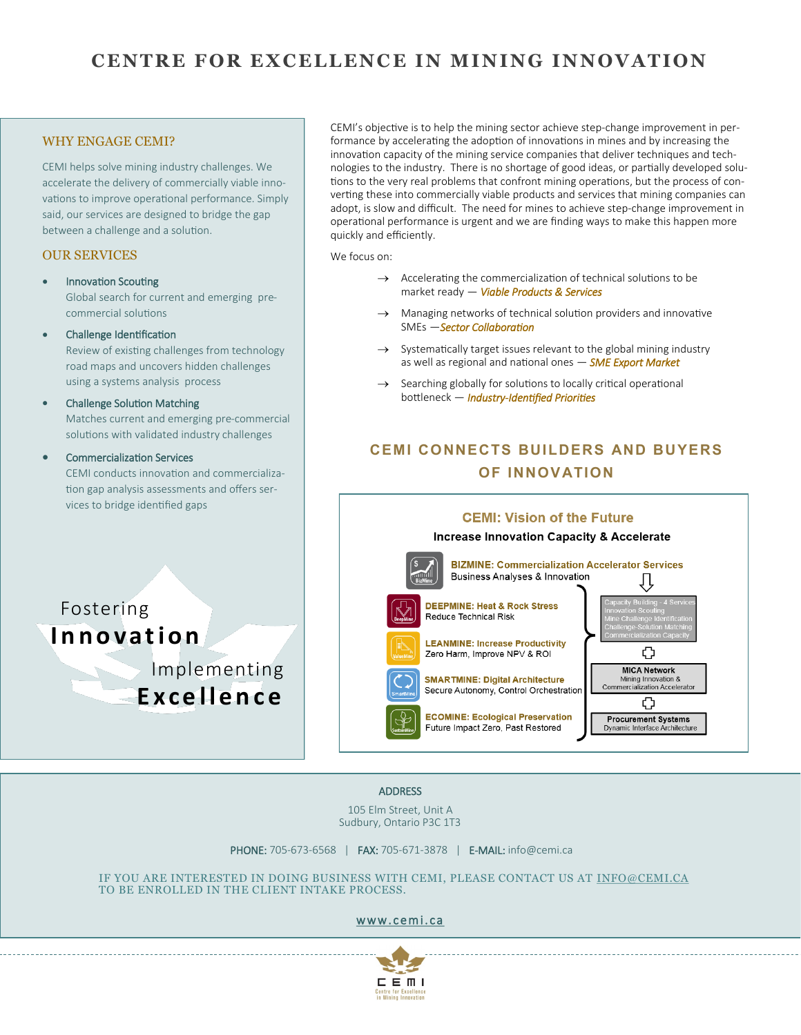# CENTRE FOR EXCELLENCE IN MINING INNOVATION

## WHY ENGAGE CEMI?

CEMI helps solve mining industry challenges. We accelerate the delivery of commercially viable innovations to improve operational performance. Simply said, our services are designed to bridge the gap between a challenge and a solution.

## OUR SERVICES

- **Innovation Scouting**
  Global search for current and emerging pre-commercial solutions
- **Challenge Identification**
  Review of existing challenges from technology road maps and uncovers hidden challenges using a systems analysis process
- **Challenge Solution Matching**
  Matches current and emerging pre-commercial solutions with validated industry challenges
- **Commercialization Services**
  CEMI conducts innovation and commercialization gap analysis assessments and offers services to bridge identified gaps

Fostering **Innovation** Implementing **Excellence**

CEMI's objective is to help the mining sector achieve step-change improvement in performance by accelerating the adoption of innovations in mines and by increasing the innovation capacity of the mining service companies that deliver techniques and technologies to the industry. There is no shortage of good ideas, or partially developed solutions to the very real problems that confront mining operations, but the process of converting these into commercially viable products and services that mining companies can adopt, is slow and difficult. The need for mines to achieve step-change improvement in operational performance is urgent and we are finding ways to make this happen more quickly and efficiently.

We focus on:

→ Accelerating the commercialization of technical solutions to be market ready — *Viable Products & Services*

→ Managing networks of technical solution providers and innovative SMEs —*Sector Collaboration*

→ Systematically target issues relevant to the global mining industry as well as regional and national ones — *SME Export Market*

→ Searching globally for solutions to locally critical operational bottleneck — *Industry-Identified Priorities*

## CEMI CONNECTS BUILDERS AND BUYERS OF INNOVATION

CEMI: Vision of the Future

Increase Innovation Capacity & Accelerate

BIZMINE: Commercialization Accelerator Services
Business Analyses & Innovation

DEEPMINE: Heat & Rock Stress
Reduce Technical Risk

LEANMINE: Increase Productivity
Zero Harm, Improve NPV & ROI

SMARTMINE: Digital Architecture
Secure Autonomy, Control Orchestration

ECOMINE: Ecological Preservation
Future Impact Zero, Past Restored

Capacity Building - 4 Services
Innovation Scouting
Mine Challenge Identification
Challenge-Solution Matching
Commercialization Capacity

MICA Network
Mining Innovation & Commercialization Accelerator

Procurement Systems
Dynamic Interface Architecture

**ADDRESS**

105 Elm Street, Unit A
Sudbury, Ontario P3C 1T3

**PHONE:** 705-673-6568 | **FAX:** 705-671-3878 | **E-MAIL:** info@cemi.ca

IF YOU ARE INTERESTED IN DOING BUSINESS WITH CEMI, PLEASE CONTACT US AT INFO@CEMI.CA TO BE ENROLLED IN THE CLIENT INTAKE PROCESS.

www.cemi.ca

CEMI
Centre for Excellence in Mining Innovation